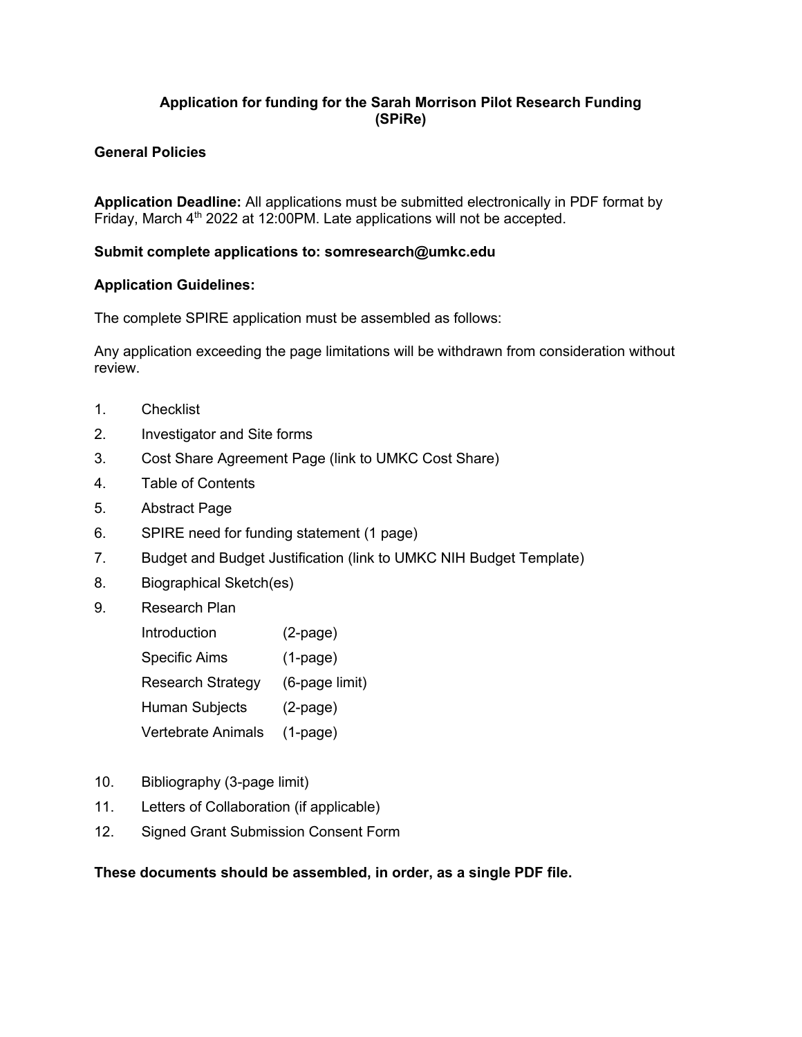# Application for funding for the Sarah Morrison Pilot Research Funding (SPiRe)

## General Policies

**Application Deadline:** All applications must be submitted electronically in PDF format by Friday, March 4th 2022 at 12:00PM. Late applications will not be accepted.

**Submit complete applications to: somresearch@umkc.edu**

**Application Guidelines:**

The complete SPIRE application must be assembled as follows:

Any application exceeding the page limitations will be withdrawn from consideration without review.

1. Checklist
2. Investigator and Site forms
3. Cost Share Agreement Page (link to UMKC Cost Share)
4. Table of Contents
5. Abstract Page
6. SPIRE need for funding statement (1 page)
7. Budget and Budget Justification (link to UMKC NIH Budget Template)
8. Biographical Sketch(es)
9. Research Plan
   - Introduction (2-page)
   - Specific Aims (1-page)
   - Research Strategy (6-page limit)
   - Human Subjects (2-page)
   - Vertebrate Animals (1-page)
10. Bibliography (3-page limit)
11. Letters of Collaboration (if applicable)
12. Signed Grant Submission Consent Form

**These documents should be assembled, in order, as a single PDF file.**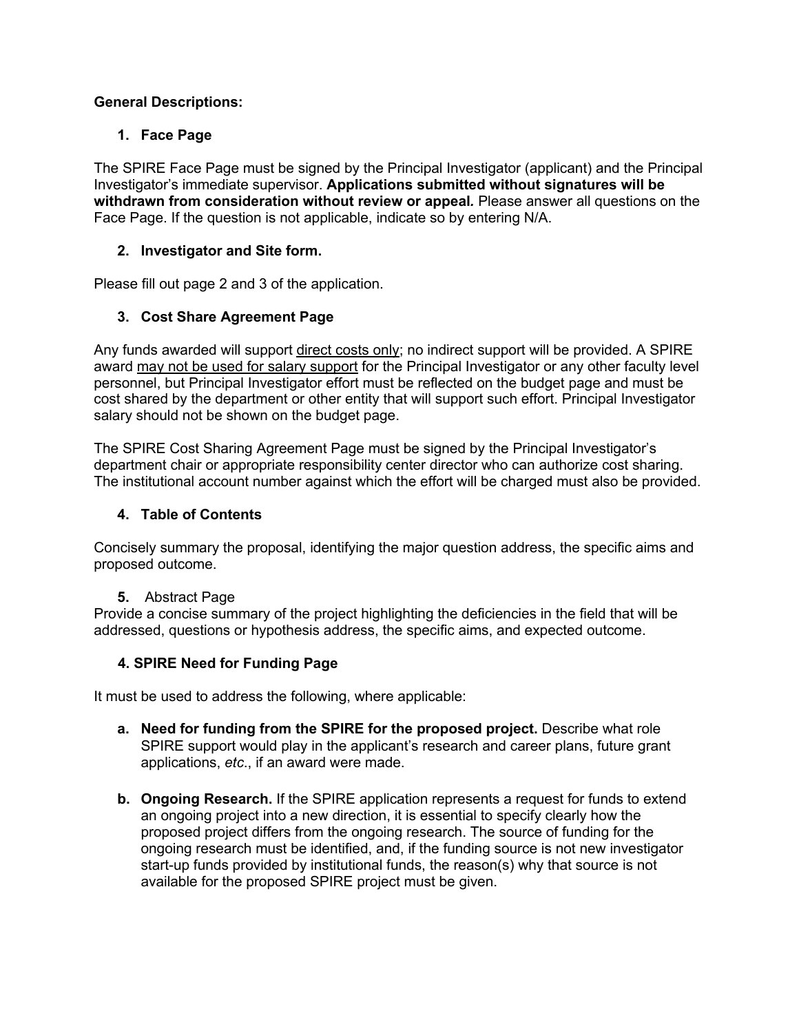**General Descriptions:**

1. **Face Page**

The SPIRE Face Page must be signed by the Principal Investigator (applicant) and the Principal Investigator's immediate supervisor. **Applications submitted without signatures will be withdrawn from consideration without review or appeal.** Please answer all questions on the Face Page. If the question is not applicable, indicate so by entering N/A.

2. **Investigator and Site form.**

Please fill out page 2 and 3 of the application.

3. **Cost Share Agreement Page**

Any funds awarded will support <u>direct costs only</u>; no indirect support will be provided. A SPIRE award <u>may not be used for salary support</u> for the Principal Investigator or any other faculty level personnel, but Principal Investigator effort must be reflected on the budget page and must be cost shared by the department or other entity that will support such effort. Principal Investigator salary should not be shown on the budget page.

The SPIRE Cost Sharing Agreement Page must be signed by the Principal Investigator's department chair or appropriate responsibility center director who can authorize cost sharing. The institutional account number against which the effort will be charged must also be provided.

4. **Table of Contents**

Concisely summary the proposal, identifying the major question address, the specific aims and proposed outcome.

5. Abstract Page

Provide a concise summary of the project highlighting the deficiencies in the field that will be addressed, questions or hypothesis address, the specific aims, and expected outcome.

**4. SPIRE Need for Funding Page**

It must be used to address the following, where applicable:

a. **Need for funding from the SPIRE for the proposed project.** Describe what role SPIRE support would play in the applicant's research and career plans, future grant applications, *etc*., if an award were made.

b. **Ongoing Research.** If the SPIRE application represents a request for funds to extend an ongoing project into a new direction, it is essential to specify clearly how the proposed project differs from the ongoing research. The source of funding for the ongoing research must be identified, and, if the funding source is not new investigator start-up funds provided by institutional funds, the reason(s) why that source is not available for the proposed SPIRE project must be given.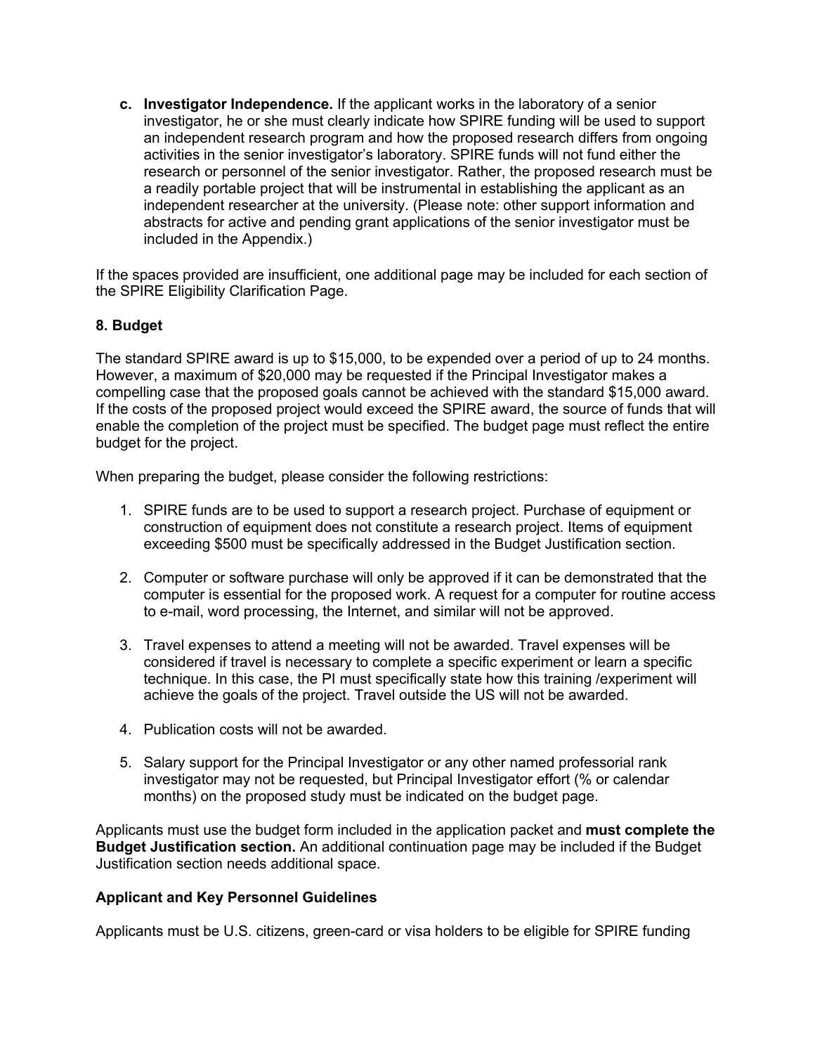c. **Investigator Independence.** If the applicant works in the laboratory of a senior investigator, he or she must clearly indicate how SPIRE funding will be used to support an independent research program and how the proposed research differs from ongoing activities in the senior investigator's laboratory. SPIRE funds will not fund either the research or personnel of the senior investigator. Rather, the proposed research must be a readily portable project that will be instrumental in establishing the applicant as an independent researcher at the university. (Please note: other support information and abstracts for active and pending grant applications of the senior investigator must be included in the Appendix.)

If the spaces provided are insufficient, one additional page may be included for each section of the SPIRE Eligibility Clarification Page.

### 8. Budget

The standard SPIRE award is up to $15,000, to be expended over a period of up to 24 months. However, a maximum of $20,000 may be requested if the Principal Investigator makes a compelling case that the proposed goals cannot be achieved with the standard $15,000 award. If the costs of the proposed project would exceed the SPIRE award, the source of funds that will enable the completion of the project must be specified. The budget page must reflect the entire budget for the project.

When preparing the budget, please consider the following restrictions:

1. SPIRE funds are to be used to support a research project. Purchase of equipment or construction of equipment does not constitute a research project. Items of equipment exceeding $500 must be specifically addressed in the Budget Justification section.

2. Computer or software purchase will only be approved if it can be demonstrated that the computer is essential for the proposed work. A request for a computer for routine access to e-mail, word processing, the Internet, and similar will not be approved.

3. Travel expenses to attend a meeting will not be awarded. Travel expenses will be considered if travel is necessary to complete a specific experiment or learn a specific technique. In this case, the PI must specifically state how this training /experiment will achieve the goals of the project. Travel outside the US will not be awarded.

4. Publication costs will not be awarded.

5. Salary support for the Principal Investigator or any other named professorial rank investigator may not be requested, but Principal Investigator effort (% or calendar months) on the proposed study must be indicated on the budget page.

Applicants must use the budget form included in the application packet and **must complete the Budget Justification section.** An additional continuation page may be included if the Budget Justification section needs additional space.

### Applicant and Key Personnel Guidelines

Applicants must be U.S. citizens, green-card or visa holders to be eligible for SPIRE funding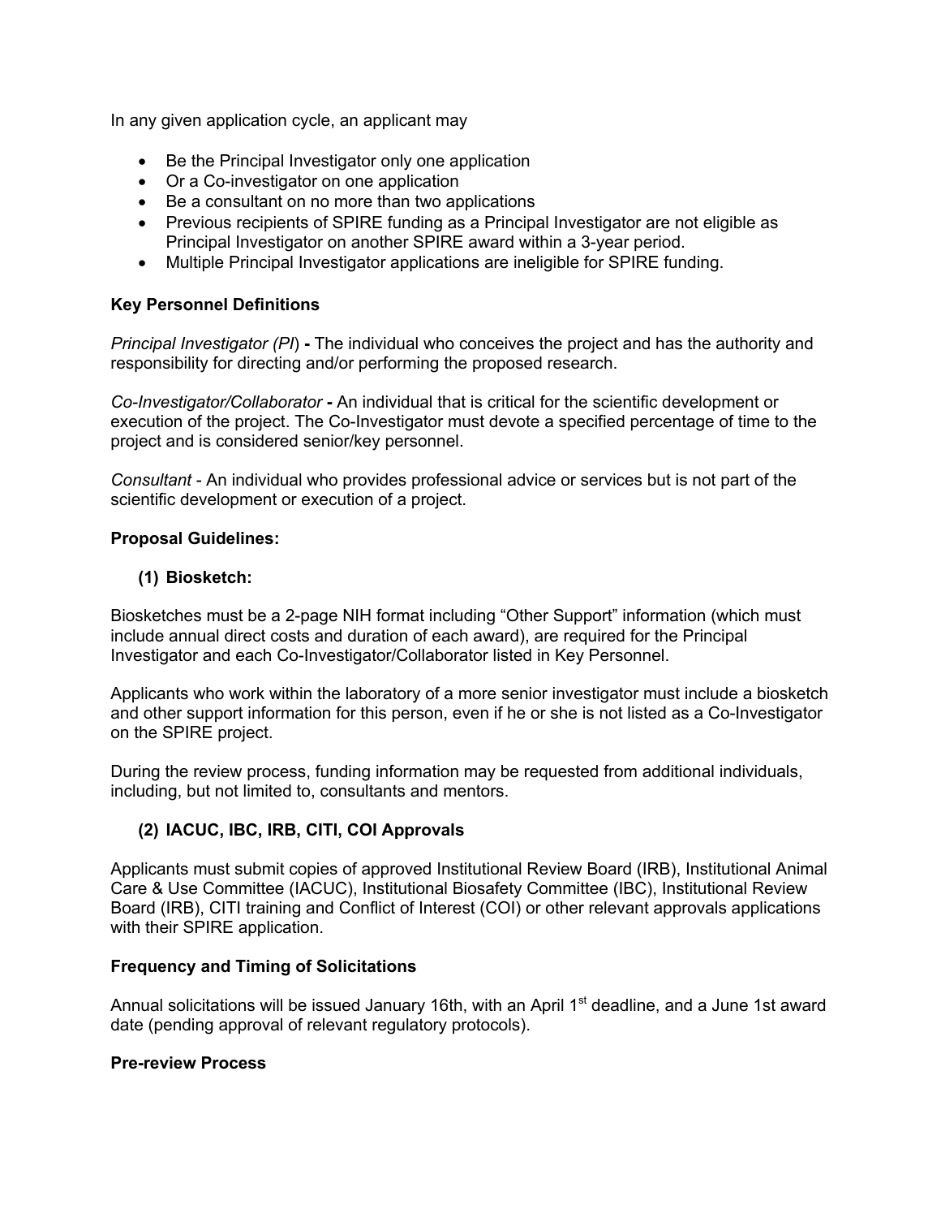In any given application cycle, an applicant may

- Be the Principal Investigator only one application
- Or a Co-investigator on one application
- Be a consultant on no more than two applications
- Previous recipients of SPIRE funding as a Principal Investigator are not eligible as Principal Investigator on another SPIRE award within a 3-year period.
- Multiple Principal Investigator applications are ineligible for SPIRE funding.

**Key Personnel Definitions**

*Principal Investigator (PI)* **-** The individual who conceives the project and has the authority and responsibility for directing and/or performing the proposed research.

*Co-Investigator/Collaborator* **-** An individual that is critical for the scientific development or execution of the project. The Co-Investigator must devote a specified percentage of time to the project and is considered senior/key personnel.

*Consultant* - An individual who provides professional advice or services but is not part of the scientific development or execution of a project.

**Proposal Guidelines:**

**(1) Biosketch:**

Biosketches must be a 2-page NIH format including "Other Support" information (which must include annual direct costs and duration of each award), are required for the Principal Investigator and each Co-Investigator/Collaborator listed in Key Personnel.

Applicants who work within the laboratory of a more senior investigator must include a biosketch and other support information for this person, even if he or she is not listed as a Co-Investigator on the SPIRE project.

During the review process, funding information may be requested from additional individuals, including, but not limited to, consultants and mentors.

**(2) IACUC, IBC, IRB, CITI, COI Approvals**

Applicants must submit copies of approved Institutional Review Board (IRB), Institutional Animal Care & Use Committee (IACUC), Institutional Biosafety Committee (IBC), Institutional Review Board (IRB), CITI training and Conflict of Interest (COI) or other relevant approvals applications with their SPIRE application.

**Frequency and Timing of Solicitations**

Annual solicitations will be issued January 16th, with an April 1st deadline, and a June 1st award date (pending approval of relevant regulatory protocols).

**Pre-review Process**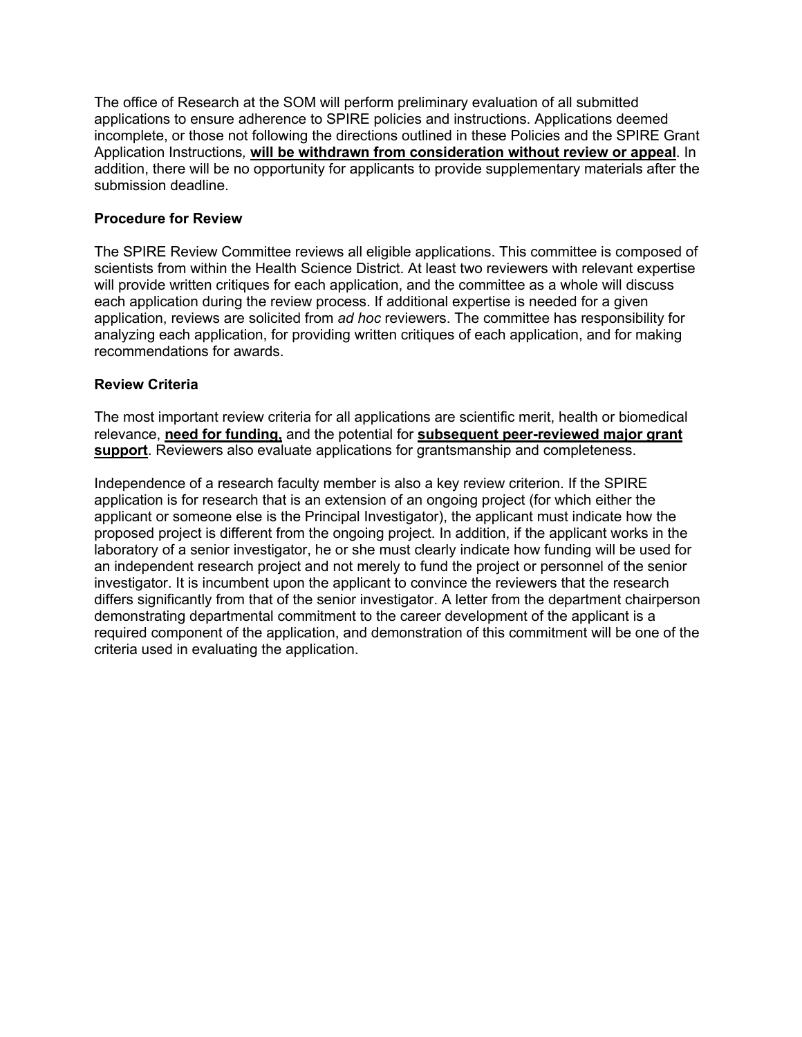The office of Research at the SOM will perform preliminary evaluation of all submitted applications to ensure adherence to SPIRE policies and instructions. Applications deemed incomplete, or those not following the directions outlined in these Policies and the SPIRE Grant Application Instructions, **will be withdrawn from consideration without review or appeal**. In addition, there will be no opportunity for applicants to provide supplementary materials after the submission deadline.

**Procedure for Review**

The SPIRE Review Committee reviews all eligible applications. This committee is composed of scientists from within the Health Science District. At least two reviewers with relevant expertise will provide written critiques for each application, and the committee as a whole will discuss each application during the review process. If additional expertise is needed for a given application, reviews are solicited from *ad hoc* reviewers. The committee has responsibility for analyzing each application, for providing written critiques of each application, and for making recommendations for awards.

**Review Criteria**

The most important review criteria for all applications are scientific merit, health or biomedical relevance, **need for funding,** and the potential for **subsequent peer-reviewed major grant support**. Reviewers also evaluate applications for grantsmanship and completeness.

Independence of a research faculty member is also a key review criterion. If the SPIRE application is for research that is an extension of an ongoing project (for which either the applicant or someone else is the Principal Investigator), the applicant must indicate how the proposed project is different from the ongoing project. In addition, if the applicant works in the laboratory of a senior investigator, he or she must clearly indicate how funding will be used for an independent research project and not merely to fund the project or personnel of the senior investigator. It is incumbent upon the applicant to convince the reviewers that the research differs significantly from that of the senior investigator. A letter from the department chairperson demonstrating departmental commitment to the career development of the applicant is a required component of the application, and demonstration of this commitment will be one of the criteria used in evaluating the application.